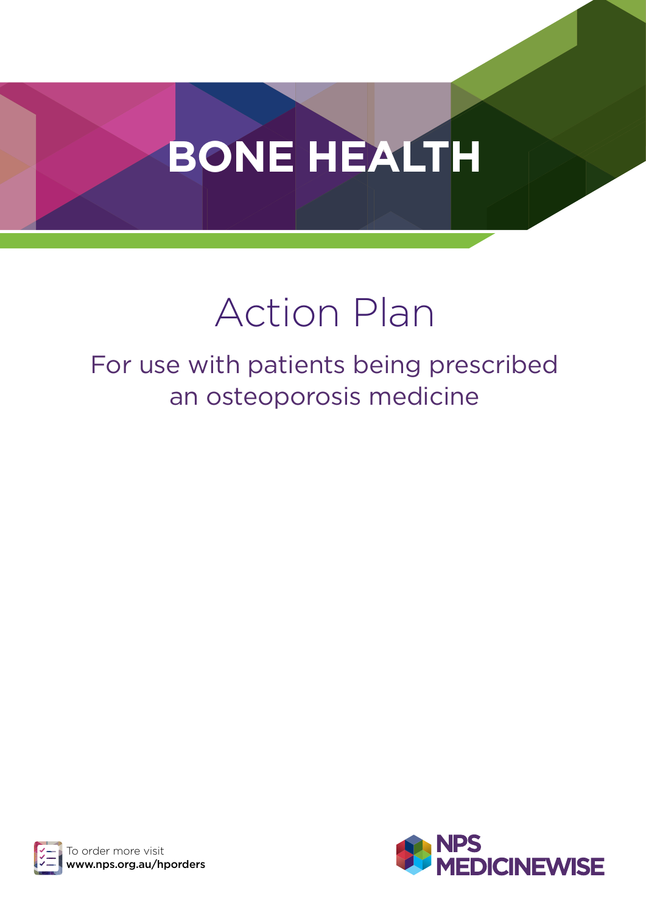# BONE HEALTH

## Action Plan

### For use with patients being prescribed an osteoporosis medicine

To order more visit **www.nps.org.au/hporders**

NPS MEDICINEWISE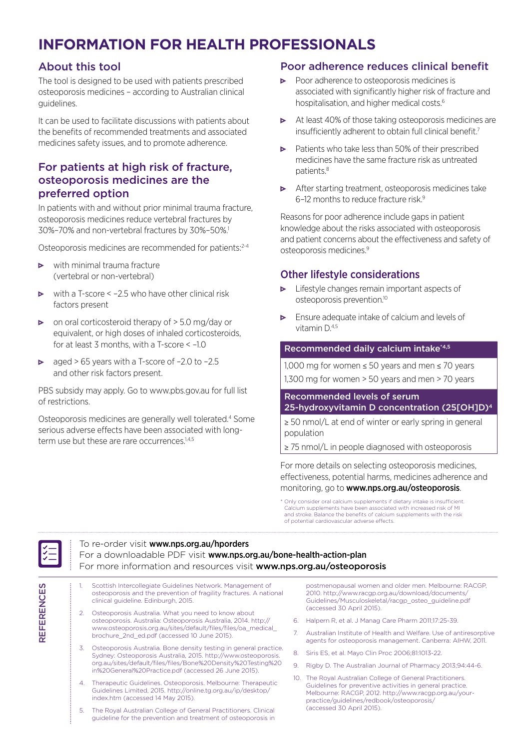# INFORMATION FOR HEALTH PROFESSIONALS

## About this tool

The tool is designed to be used with patients prescribed osteoporosis medicines – according to Australian clinical guidelines.

It can be used to facilitate discussions with patients about the benefits of recommended treatments and associated medicines safety issues, and to promote adherence.

## For patients at high risk of fracture, osteoporosis medicines are the preferred option

In patients with and without prior minimal trauma fracture, osteoporosis medicines reduce vertebral fractures by 30%–70% and non-vertebral fractures by 30%–50%.[1]

Osteoporosis medicines are recommended for patients:[2-4]

- with minimal trauma fracture (vertebral or non-vertebral)
- with a T-score < –2.5 who have other clinical risk factors present
- on oral corticosteroid therapy of > 5.0 mg/day or equivalent, or high doses of inhaled corticosteroids, for at least 3 months, with a T-score < –1.0
- aged > 65 years with a T-score of –2.0 to –2.5 and other risk factors present.

PBS subsidy may apply. Go to www.pbs.gov.au for full list of restrictions.

Osteoporosis medicines are generally well tolerated.[4] Some serious adverse effects have been associated with long-term use but these are rare occurrences.[1,4,5]

## Poor adherence reduces clinical benefit

- Poor adherence to osteoporosis medicines is associated with significantly higher risk of fracture and hospitalisation, and higher medical costs.[6]
- At least 40% of those taking osteoporosis medicines are insufficiently adherent to obtain full clinical benefit.[7]
- Patients who take less than 50% of their prescribed medicines have the same fracture risk as untreated patients.[8]
- After starting treatment, osteoporosis medicines take 6–12 months to reduce fracture risk.[9]

Reasons for poor adherence include gaps in patient knowledge about the risks associated with osteoporosis and patient concerns about the effectiveness and safety of osteoporosis medicines.[9]

## Other lifestyle considerations

- Lifestyle changes remain important aspects of osteoporosis prevention.[10]
- Ensure adequate intake of calcium and levels of vitamin D.[4,5]

| Recommended daily calcium intake*[4,5] |
| --- |
| 1,000 mg for women ≤ 50 years and men ≤ 70 years |
| 1,300 mg for women > 50 years and men > 70 years |

| Recommended levels of serum 25-hydroxyvitamin D concentration (25[OH]D)[4] |
| --- |
| ≥ 50 nmol/L at end of winter or early spring in general population |
| ≥ 75 nmol/L in people diagnosed with osteoporosis |

For more details on selecting osteoporosis medicines, effectiveness, potential harms, medicines adherence and monitoring, go to **www.nps.org.au/osteoporosis**.

\* Only consider oral calcium supplements if dietary intake is insufficient. Calcium supplements have been associated with increased risk of MI and stroke. Balance the benefits of calcium supplements with the risk of potential cardiovascular adverse effects.

To re-order visit **www.nps.org.au/hporders**
For a downloadable PDF visit **www.nps.org.au/bone-health-action-plan**
For more information and resources visit **www.nps.org.au/osteoporosis**

## REFERENCES

1. Scottish Intercollegiate Guidelines Network. Management of osteoporosis and the prevention of fragility fractures. A national clinical guideline. Edinburgh, 2015.
2. Osteoporosis Australia. What you need to know about osteoporosis. Australia: Osteoporosis Australia, 2014. http://www.osteoporosis.org.au/sites/default/files/files/oa_medical_brochure_2nd_ed.pdf (accessed 10 June 2015).
3. Osteoporosis Australia. Bone density testing in general practice. Sydney: Osteoporosis Australia, 2015. http://www.osteoporosis.org.au/sites/default/files/files/Bone%20Density%20Testing%20in%20General%20Practice.pdf (accessed 26 June 2015).
4. Therapeutic Guidelines. Osteoporosis. Melbourne: Therapeutic Guidelines Limited, 2015. http://online.tg.org.au/ip/desktop/index.htm (accessed 14 May 2015).
5. The Royal Australian College of General Practitioners. Clinical guideline for the prevention and treatment of osteoporosis in postmenopausal women and older men. Melbourne: RACGP, 2010. http://www.racgp.org.au/download/documents/Guidelines/Musculoskeletal/racgp_osteo_guideline.pdf (accessed 30 April 2015).
6. Halpern R, et al. J Manag Care Pharm 2011;17:25-39.
7. Australian Institute of Health and Welfare. Use of antiresorptive agents for osteoporosis management. Canberra: AIHW, 2011.
8. Siris ES, et al. Mayo Clin Proc 2006;81:1013-22.
9. Rigby D. The Australian Journal of Pharmacy 2013;94:44-6.
10. The Royal Australian College of General Practitioners. Guidelines for preventive activities in general practice. Melbourne: RACGP, 2012. http://www.racgp.org.au/your-practice/guidelines/redbook/osteoporosis/ (accessed 30 April 2015).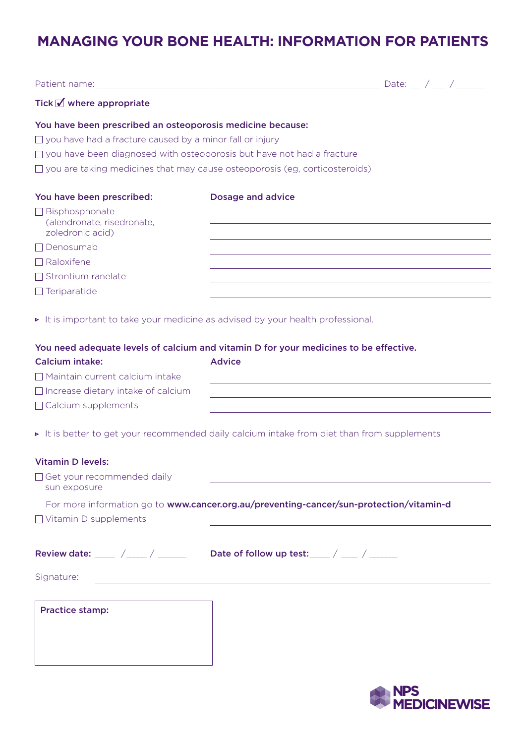# MANAGING YOUR BONE HEALTH: INFORMATION FOR PATIENTS

Patient name: ______________________________ Date: __ / ___ /______

**Tick ☑ where appropriate**

**You have been prescribed an osteoporosis medicine because:**

- ☐ you have had a fracture caused by a minor fall or injury
- ☐ you have been diagnosed with osteoporosis but have not had a fracture
- ☐ you are taking medicines that may cause osteoporosis (eg, corticosteroids)

| You have been prescribed: | Dosage and advice |
|---|---|
| ☐ Bisphosphonate (alendronate, risedronate, zoledronic acid) | ______________________________ |
| ☐ Denosumab | ______________________________ |
| ☐ Raloxifene | ______________________________ |
| ☐ Strontium ranelate | ______________________________ |
| ☐ Teriparatide | ______________________________ |

▸ It is important to take your medicine as advised by your health professional.

**You need adequate levels of calcium and vitamin D for your medicines to be effective.**

| Calcium intake: | Advice |
|---|---|
| ☐ Maintain current calcium intake | ______________________________ |
| ☐ Increase dietary intake of calcium | ______________________________ |
| ☐ Calcium supplements | ______________________________ |

▸ It is better to get your recommended daily calcium intake from diet than from supplements

**Vitamin D levels:**

☐ Get your recommended daily sun exposure ______________________________

For more information go to **www.cancer.org.au/preventing-cancer/sun-protection/vitamin-d**

☐ Vitamin D supplements ______________________________

**Review date:** ____ /____ / _____ **Date of follow up test:** ____ / ___ / _____

Signature: ______________________________

**Practice stamp:**

NPS MEDICINEWISE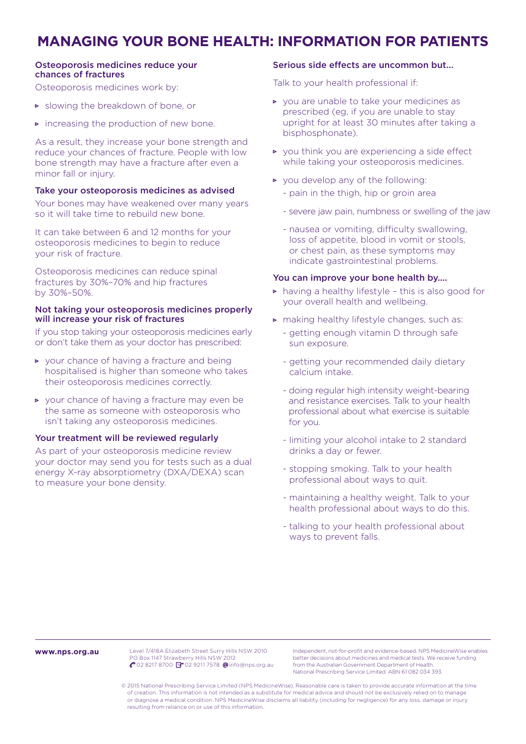# MANAGING YOUR BONE HEALTH: INFORMATION FOR PATIENTS

### Osteoporosis medicines reduce your chances of fractures

Osteoporosis medicines work by:

- slowing the breakdown of bone, or
- increasing the production of new bone.

As a result, they increase your bone strength and reduce your chances of fracture. People with low bone strength may have a fracture after even a minor fall or injury.

### Take your osteoporosis medicines as advised

Your bones may have weakened over many years so it will take time to rebuild new bone.

It can take between 6 and 12 months for your osteoporosis medicines to begin to reduce your risk of fracture.

Osteoporosis medicines can reduce spinal fractures by 30%–70% and hip fractures by 30%–50%.

### Not taking your osteoporosis medicines properly will increase your risk of fractures

If you stop taking your osteoporosis medicines early or don't take them as your doctor has prescribed:

- your chance of having a fracture and being hospitalised is higher than someone who takes their osteoporosis medicines correctly.
- your chance of having a fracture may even be the same as someone with osteoporosis who isn't taking any osteoporosis medicines.

### Your treatment will be reviewed regularly

As part of your osteoporosis medicine review your doctor may send you for tests such as a dual energy X-ray absorptiometry (DXA/DEXA) scan to measure your bone density.

### Serious side effects are uncommon but…

Talk to your health professional if:

- you are unable to take your medicines as prescribed (eg, if you are unable to stay upright for at least 30 minutes after taking a bisphosphonate).
- you think you are experiencing a side effect while taking your osteoporosis medicines.
- you develop any of the following:
  - pain in the thigh, hip or groin area
  - severe jaw pain, numbness or swelling of the jaw
  - nausea or vomiting, difficulty swallowing, loss of appetite, blood in vomit or stools, or chest pain, as these symptoms may indicate gastrointestinal problems.

### You can improve your bone health by….

- having a healthy lifestyle – this is also good for your overall health and wellbeing.
- making healthy lifestyle changes, such as:
  - getting enough vitamin D through safe sun exposure.
  - getting your recommended daily dietary calcium intake.
  - doing regular high intensity weight-bearing and resistance exercises. Talk to your health professional about what exercise is suitable for you.
  - limiting your alcohol intake to 2 standard drinks a day or fewer.
  - stopping smoking. Talk to your health professional about ways to quit.
  - maintaining a healthy weight. Talk to your health professional about ways to do this.
  - talking to your health professional about ways to prevent falls.

---

**www.nps.org.au**

Level 7/418A Elizabeth Street Surry Hills NSW 2010
PO Box 1147 Strawberry Hills NSW 2012
02 8217 8700 02 9211 7578 info@nps.org.au

Independent, not-for-profit and evidence-based, NPS MedicineWise enables better decisions about medicines and medical tests. We receive funding from the Australian Government Department of Health.
National Prescribing Service Limited. ABN 61 082 034 393.

© 2015 National Prescribing Service Limited (NPS MedicineWise). Reasonable care is taken to provide accurate information at the time of creation. This information is not intended as a substitute for medical advice and should not be exclusively relied on to manage or diagnose a medical condition. NPS MedicineWise disclaims all liability (including for negligence) for any loss, damage or injury resulting from reliance on or use of this information.